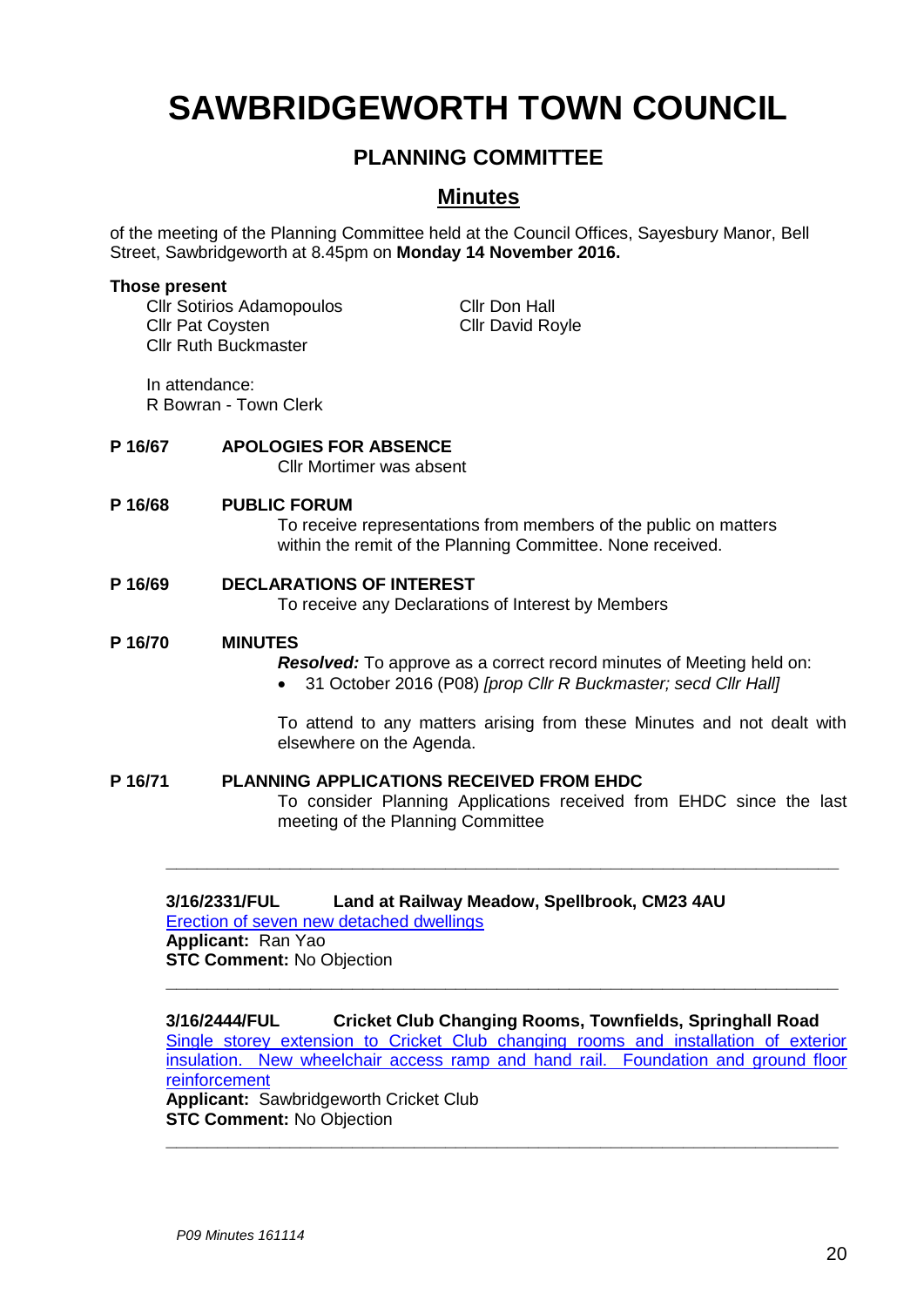# SAWBRIDGEWORTH TOWN COUNCIL

## PLANNING COMMITTEE

## Minutes

of the meeting of the Planning Committee held at the Council Offices, Sayesbury Manor, Bell Street, Sawbridgeworth at 8.45pm on **Monday 14 November 2016.**

**Those present**

Cllr Sotirios Adamopoulos
Cllr Pat Coysten
Cllr Ruth Buckmaster
Cllr Don Hall
Cllr David Royle

In attendance:
R Bowran - Town Clerk

**P 16/67 APOLOGIES FOR ABSENCE**

Cllr Mortimer was absent

**P 16/68 PUBLIC FORUM**

To receive representations from members of the public on matters within the remit of the Planning Committee. None received.

**P 16/69 DECLARATIONS OF INTEREST**

To receive any Declarations of Interest by Members

**P 16/70 MINUTES**

***Resolved:*** To approve as a correct record minutes of Meeting held on:

- 31 October 2016 (P08) *[prop Cllr R Buckmaster; secd Cllr Hall]*

To attend to any matters arising from these Minutes and not dealt with elsewhere on the Agenda.

**P 16/71 PLANNING APPLICATIONS RECEIVED FROM EHDC**

To consider Planning Applications received from EHDC since the last meeting of the Planning Committee

---

**3/16/2331/FUL Land at Railway Meadow, Spellbrook, CM23 4AU**
Erection of seven new detached dwellings
**Applicant:** Ran Yao
**STC Comment:** No Objection

---

**3/16/2444/FUL Cricket Club Changing Rooms, Townfields, Springhall Road**
Single storey extension to Cricket Club changing rooms and installation of exterior insulation. New wheelchair access ramp and hand rail. Foundation and ground floor reinforcement
**Applicant:** Sawbridgeworth Cricket Club
**STC Comment:** No Objection

---

*P09 Minutes 161114*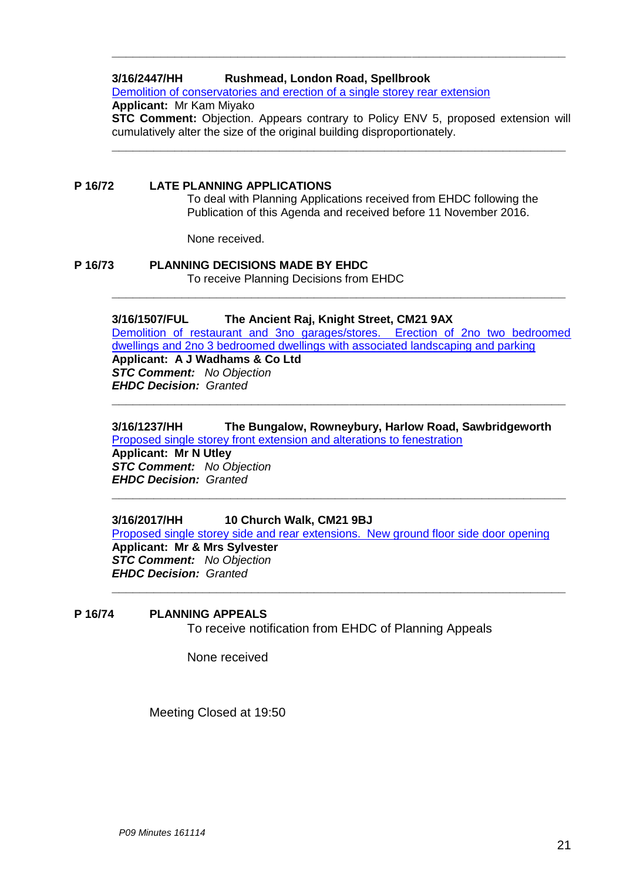---

**3/16/2447/HH Rushmead, London Road, Spellbrook**

Demolition of conservatories and erection of a single storey rear extension

**Applicant:** Mr Kam Miyako

**STC Comment:** Objection. Appears contrary to Policy ENV 5, proposed extension will cumulatively alter the size of the original building disproportionately.

---

**P 16/72 LATE PLANNING APPLICATIONS**

To deal with Planning Applications received from EHDC following the Publication of this Agenda and received before 11 November 2016.

None received.

**P 16/73 PLANNING DECISIONS MADE BY EHDC**

To receive Planning Decisions from EHDC

---

**3/16/1507/FUL The Ancient Raj, Knight Street, CM21 9AX**

Demolition of restaurant and 3no garages/stores. Erection of 2no two bedroomed dwellings and 2no 3 bedroomed dwellings with associated landscaping and parking

**Applicant: A J Wadhams & Co Ltd**

***STC Comment:*** *No Objection*

***EHDC Decision:*** *Granted*

---

**3/16/1237/HH The Bungalow, Rowneybury, Harlow Road, Sawbridgeworth**

Proposed single storey front extension and alterations to fenestration

**Applicant: Mr N Utley**

***STC Comment:*** *No Objection*

***EHDC Decision:*** *Granted*

---

**3/16/2017/HH 10 Church Walk, CM21 9BJ**

Proposed single storey side and rear extensions. New ground floor side door opening

**Applicant: Mr & Mrs Sylvester**

***STC Comment:*** *No Objection*

***EHDC Decision:*** *Granted*

---

**P 16/74 PLANNING APPEALS**

To receive notification from EHDC of Planning Appeals

None received

Meeting Closed at 19:50

*P09 Minutes 161114*